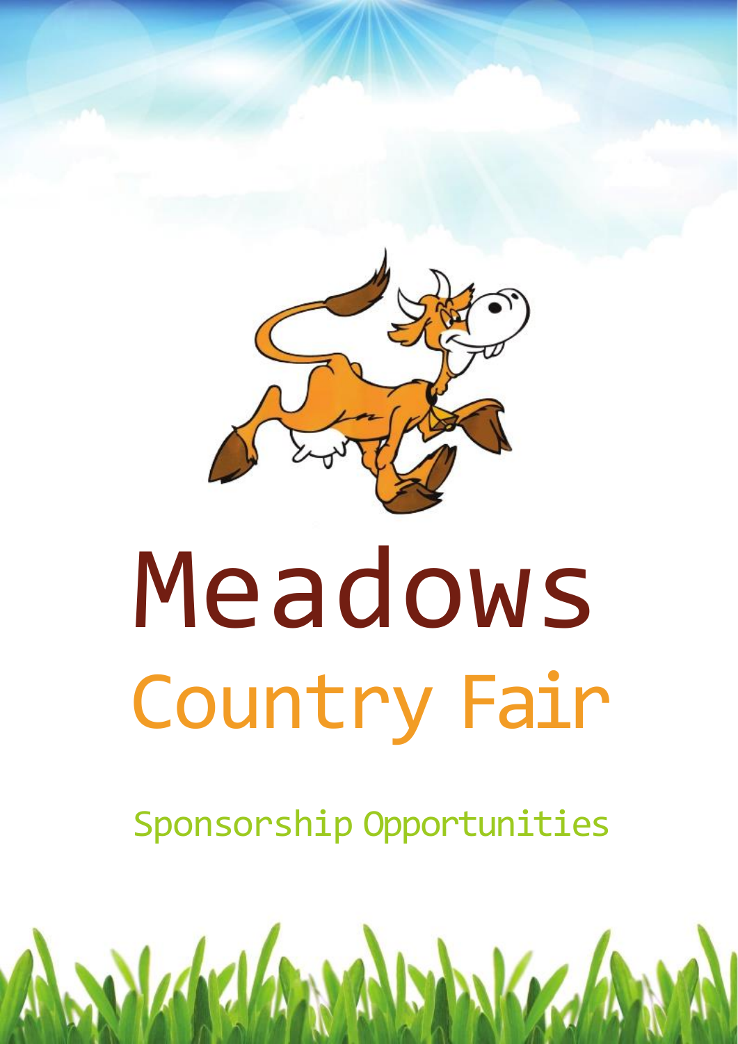# Meadows

## Country Fair

### Sponsorship Opportunities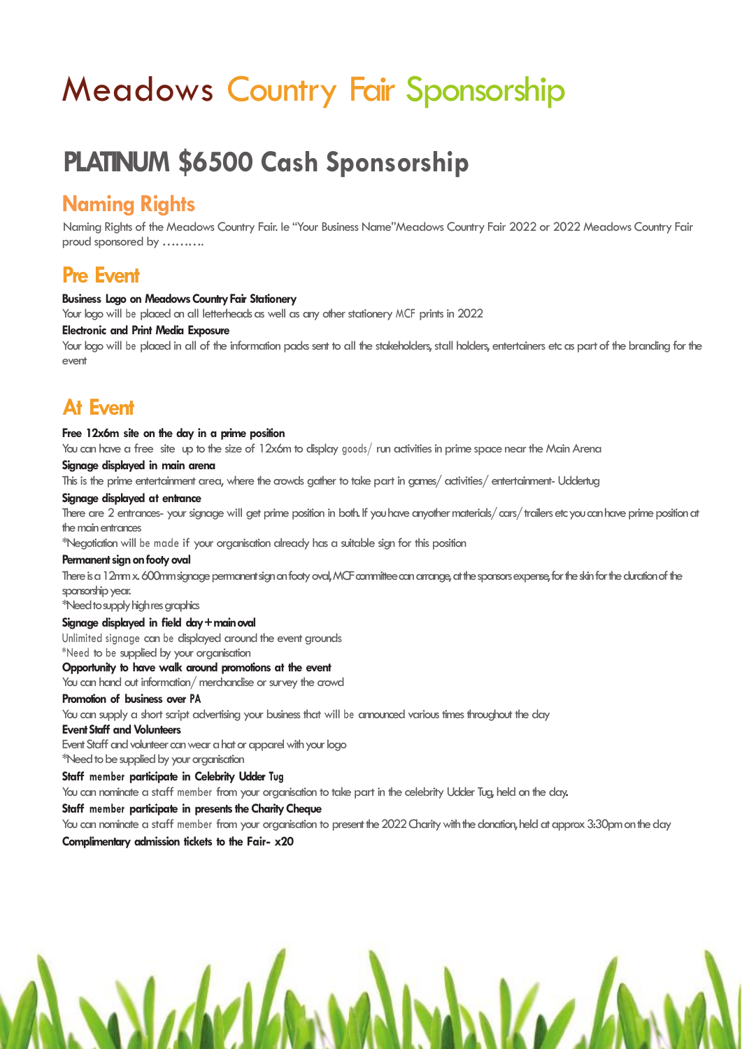# Meadows Country Fair Sponsorship

## PLATINUM $6500 Cash Sponsorship

### Naming Rights

Naming Rights of the Meadows Country Fair. Ie "Your Business Name"Meadows Country Fair 2022 or 2022 Meadows Country Fair proud sponsored by ……….

### Pre Event

**Business Logo on Meadows Country Fair Stationery**

Your logo will be placed on all letterheads as well as any other stationery MCF prints in 2022

**Electronic and Print Media Exposure**

Your logo will be placed in all of the information packs sent to all the stakeholders, stall holders, entertainers etc as part of the branding for the event

### At Event

**Free 12x6m site on the day in a prime position**

You can have a free site up to the size of 12x6m to display goods/ run activities in prime space near the Main Arena

**Signage displayed in main arena**

This is the prime entertainment area, where the crowds gather to take part in games/ activities/ entertainment- Uddertug

**Signage displayed at entrance**

There are 2 entrances- your signage will get prime position in both. If you have anyother materials/ cars/ trailers etc you can have prime position at the main entrances

*Negotiation will be made if your organisation already has a suitable sign for this position

**Permanent sign on footy oval**

There is a 12mm x. 600mm signage permanent sign on footy oval, MCF committee can arrange, at the sponsors expense, for the skin for the duration of the sponsorship year.

*Need to supply high res graphics

**Signage displayed in field day + main oval**

Unlimited signage can be displayed around the event grounds

*Need to be supplied by your organisation

**Opportunity to have walk around promotions at the event**

You can hand out information/ merchandise or survey the crowd

**Promotion of business over PA**

You can supply a short script advertising your business that will be announced various times throughout the day

**Event Staff and Volunteers**

Event Staff and volunteer can wear a hat or apparel with your logo

*Need to be supplied by your organisation

**Staff member participate in Celebrity Udder Tug**

You can nominate a staff member from your organisation to take part in the celebrity Udder Tug, held on the day.

**Staff member participate in presents the Charity Cheque**

You can nominate a staff member from your organisation to present the 2022 Charity with the donation, held at approx 3:30pm on the day

**Complimentary admission tickets to the Fair- x20**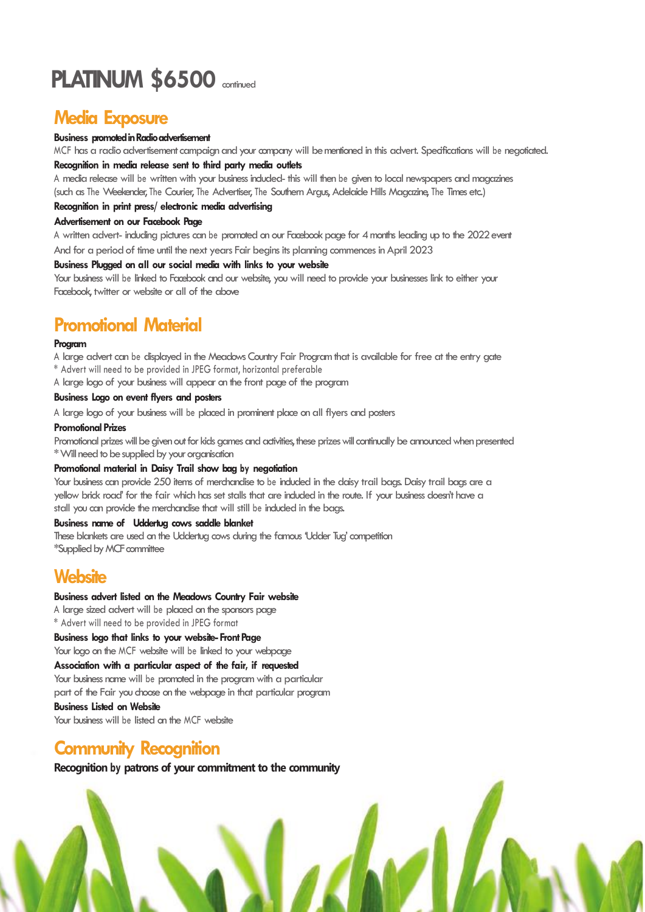# PLATINUM $6500 continued

## Media Exposure

**Business promoted in Radio advertisement**

MCF has a radio advertisement campaign and your company will be mentioned in this advert. Specifications will be negotiated.

**Recognition in media release sent to third party media outlets**

A media release will be written with your business included- this will then be given to local newspapers and magazines (such as The Weekender, The Courier, The Advertiser, The Southern Argus, Adelaide Hills Magazine, The Times etc.)

**Recognition in print press/ electronic media advertising**

**Advertisement on our Facebook Page**

A written advert- including pictures can be promoted on our Facebook page for 4 months leading up to the 2022 event And for a period of time until the next years Fair begins its planning commences in April 2023

**Business Plugged on all our social media with links to your website**

Your business will be linked to Facebook and our website, you will need to provide your businesses link to either your Facebook, twitter or website or all of the above

## Promotional Material

**Program**

A large advert can be displayed in the Meadows Country Fair Program that is available for free at the entry gate

* Advert will need to be provided in JPEG format, horizontal preferable

A large logo of your business will appear on the front page of the program

**Business Logo on event flyers and posters**

A large logo of your business will be placed in prominent place on all flyers and posters

**Promotional Prizes**

Promotional prizes will be given out for kids games and activities, these prizes will continually be announced when presented

* Will need to be supplied by your organisation

**Promotional material in Daisy Trail show bag by negotiation**

Your business can provide 250 items of merchandise to be included in the daisy trail bags. Daisy trail bags are a yellow brick road' for the fair which has set stalls that are included in the route. If your business doesn't have a stall you can provide the merchandise that will still be included in the bags.

**Business name of Uddertug cows saddle blanket**

These blankets are used on the Uddertug cows during the famous 'Udder Tug' competition

*Supplied by MCF committee

## Website

**Business advert listed on the Meadows Country Fair website**

A large sized advert will be placed on the sponsors page

* Advert will need to be provided in JPEG format

**Business logo that links to your website- Front Page**

Your logo on the MCF website will be linked to your webpage

**Association with a particular aspect of the fair, if requested**

Your business name will be promoted in the program with a particular part of the Fair you choose on the webpage in that particular program

**Business Listed on Website**

Your business will be listed on the MCF website

## Community Recognition

**Recognition by patrons of your commitment to the community**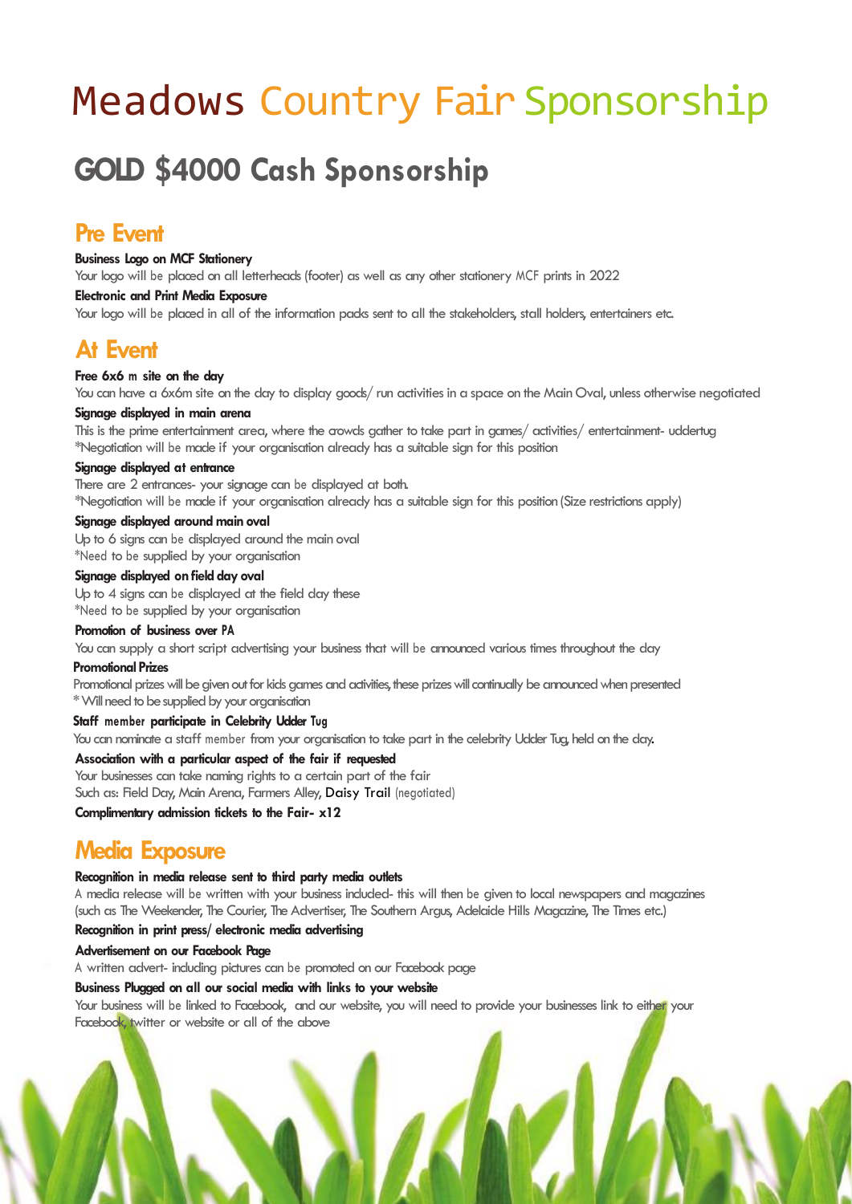# Meadows Country Fair Sponsorship

## GOLD $4000 Cash Sponsorship

### Pre Event

**Business Logo on MCF Stationery**
Your logo will be placed on all letterheads (footer) as well as any other stationery MCF prints in 2022

**Electronic and Print Media Exposure**
Your logo will be placed in all of the information packs sent to all the stakeholders, stall holders, entertainers etc.

### At Event

**Free 6x6 m site on the day**
You can have a 6x6m site on the day to display goods/ run activities in a space on the Main Oval, unless otherwise negotiated

**Signage displayed in main arena**
This is the prime entertainment area, where the crowds gather to take part in games/ activities/ entertainment- udder tug
*Negotiation will be made if your organisation already has a suitable sign for this position

**Signage displayed at entrance**
There are 2 entrances- your signage can be displayed at both.
*Negotiation will be made if your organisation already has a suitable sign for this position (Size restrictions apply)

**Signage displayed around main oval**
Up to 6 signs can be displayed around the main oval
*Need to be supplied by your organisation

**Signage displayed on field day oval**
Up to 4 signs can be displayed at the field day these
*Need to be supplied by your organisation

**Promotion of business over PA**
You can supply a short script advertising your business that will be announced various times throughout the day

**Promotional Prizes**
Promotional prizes will be given out for kids games and activities, these prizes will continually be announced when presented
* Will need to be supplied by your organisation

**Staff member participate in Celebrity Udder Tug**
You can nominate a staff member from your organisation to take part in the celebrity Udder Tug, held on the day.

**Association with a particular aspect of the fair if requested**
Your businesses can take naming rights to a certain part of the fair
Such as: Field Day, Main Arena, Farmers Alley, Daisy Trail (negotiated)

**Complimentary admission tickets to the Fair- x12**

### Media Exposure

**Recognition in media release sent to third party media outlets**
A media release will be written with your business included- this will then be given to local newspapers and magazines (such as The Weekender, The Courier, The Advertiser, The Southern Argus, Adelaide Hills Magazine, The Times etc.)

**Recognition in print press/ electronic media advertising**

**Advertisement on our Facebook Page**
A written advert- including pictures can be promoted on our Facebook page

**Business Plugged on all our social media with links to your website**
Your business will be linked to Facebook, and our website, you will need to provide your businesses link to either your Facebook, twitter or website or all of the above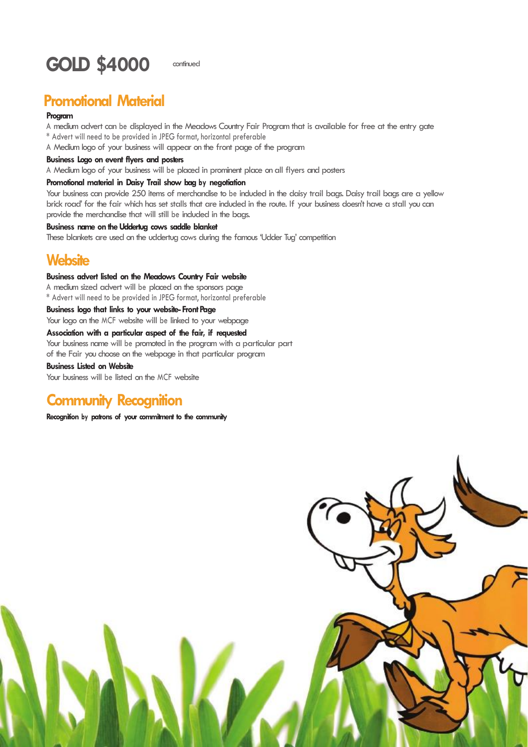# GOLD $4000 continued

## Promotional Material

**Program**

A medium advert can be displayed in the Meadows Country Fair Program that is available for free at the entry gate

* Advert will need to be provided in JPEG format, horizontal preferable

A Medium logo of your business will appear on the front page of the program

**Business Logo on event flyers and posters**

A Medium logo of your business will be placed in prominent place on all flyers and posters

**Promotional material in Daisy Trail show bag by negotiation**

Your business can provide 250 items of merchandise to be included in the daisy trail bags. Daisy trail bags are a yellow brick road' for the fair which has set stalls that are included in the route. If your business doesn't have a stall you can provide the merchandise that will still be included in the bags.

**Business name on the Uddertug cows saddle blanket**

These blankets are used on the uddertug cows during the famous 'Udder Tug' competition

## Website

**Business advert listed on the Meadows Country Fair website**

A medium sized advert will be placed on the sponsors page

* Advert will need to be provided in JPEG format, horizontal preferable

**Business logo that links to your website- Front Page**

Your logo on the MCF website will be linked to your webpage

**Association with a particular aspect of the fair, if requested**

Your business name will be promoted in the program with a particular part of the Fair you choose on the webpage in that particular program

**Business Listed on Website**

Your business will be listed on the MCF website

## Community Recognition

**Recognition by patrons of your commitment to the community**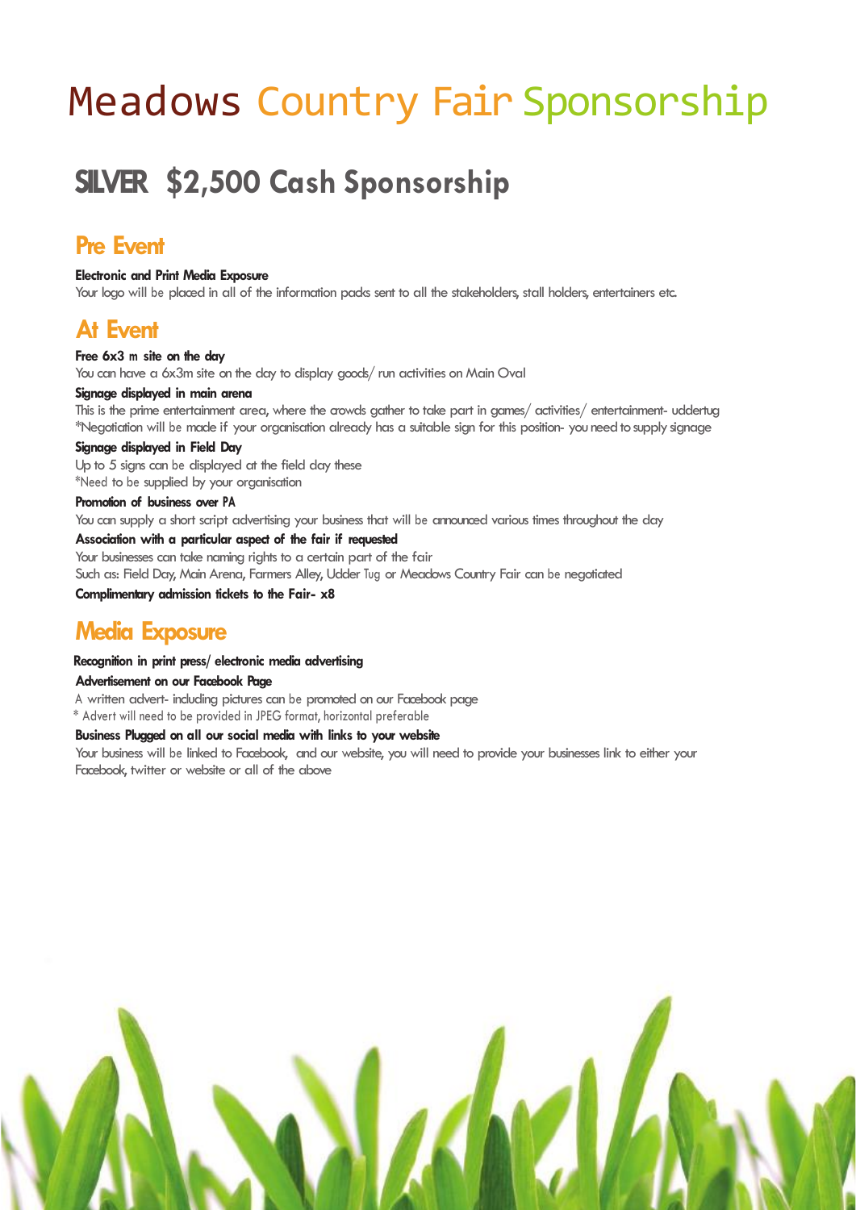# Meadows Country Fair Sponsorship

## SILVER $2,500 Cash Sponsorship

### Pre Event

**Electronic and Print Media Exposure**

Your logo will be placed in all of the information packs sent to all the stakeholders, stall holders, entertainers etc.

### At Event

**Free 6x3 m site on the day**

You can have a 6x3m site on the day to display goods/ run activities on Main Oval

**Signage displayed in main arena**

This is the prime entertainment area, where the crowds gather to take part in games/ activities/ entertainment- uddertug

*Negotiation will be made if your organisation already has a suitable sign for this position- you need to supply signage

**Signage displayed in Field Day**

Up to 5 signs can be displayed at the field day these

*Need to be supplied by your organisation

**Promotion of business over PA**

You can supply a short script advertising your business that will be announced various times throughout the day

**Association with a particular aspect of the fair if requested**

Your businesses can take naming rights to a certain part of the fair

Such as: Field Day, Main Arena, Farmers Alley, Udder Tug or Meadows Country Fair can be negotiated

**Complimentary admission tickets to the Fair- x8**

### Media Exposure

**Recognition in print press/ electronic media advertising**

**Advertisement on our Facebook Page**

A written advert- including pictures can be promoted on our Facebook page

* Advert will need to be provided in JPEG format, horizontal preferable

**Business Plugged on all our social media with links to your website**

Your business will be linked to Facebook, and our website, you will need to provide your businesses link to either your Facebook, twitter or website or all of the above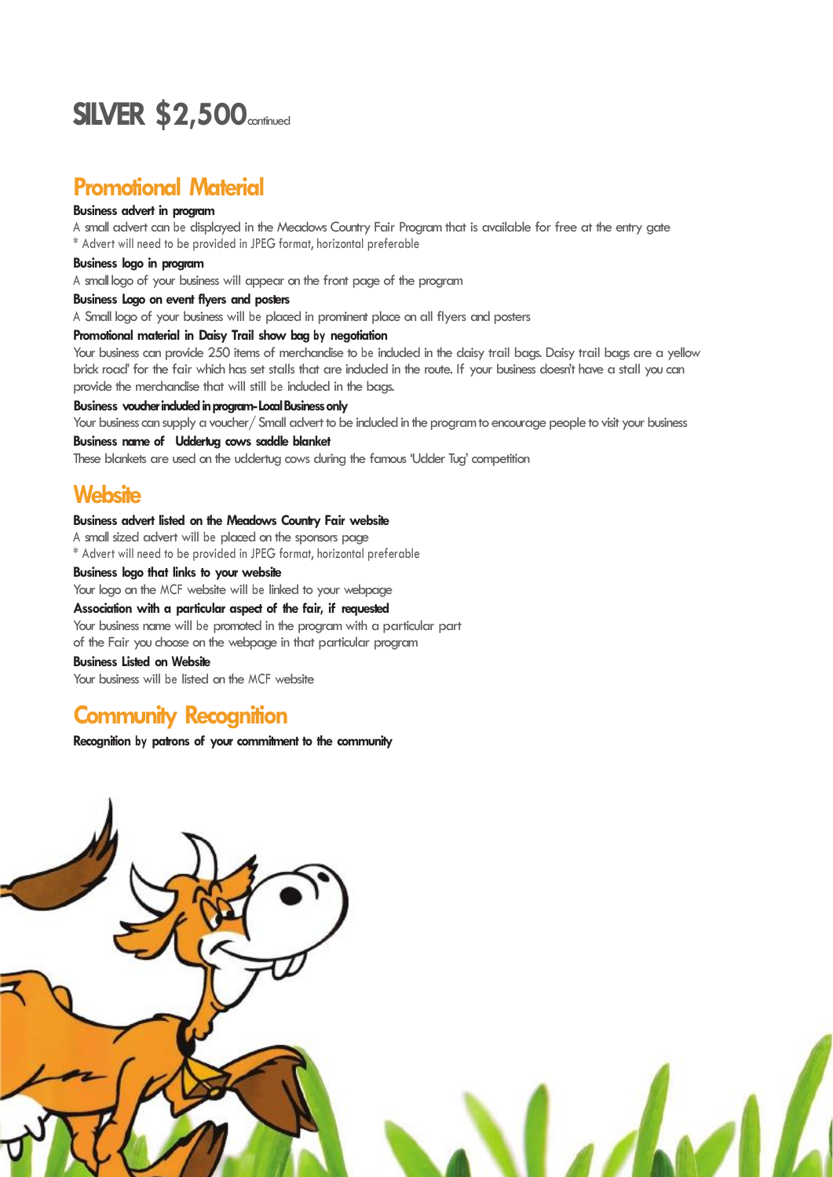# SILVER $2,500 continued

## Promotional Material

**Business advert in program**

A small advert can be displayed in the Meadows Country Fair Program that is available for free at the entry gate
* Advert will need to be provided in JPEG format, horizontal preferable

**Business logo in program**

A small logo of your business will appear on the front page of the program

**Business Logo on event flyers and posters**

A Small logo of your business will be placed in prominent place on all flyers and posters

**Promotional material in Daisy Trail show bag by negotiation**

Your business can provide 250 items of merchandise to be included in the daisy trail bags. Daisy trail bags are a yellow brick road' for the fair which has set stalls that are included in the route. If your business doesn't have a stall you can provide the merchandise that will still be included in the bags.

**Business voucher included in program- Local Business only**

Your business can supply a voucher/ Small advert to be included in the program to encourage people to visit your business

**Business name of Uddertug cows saddle blanket**

These blankets are used on the uddertug cows during the famous 'Udder Tug' competition

## Website

**Business advert listed on the Meadows Country Fair website**

A small sized advert will be placed on the sponsors page
* Advert will need to be provided in JPEG format, horizontal preferable

**Business logo that links to your website**

Your logo on the MCF website will be linked to your webpage

**Association with a particular aspect of the fair, if requested**

Your business name will be promoted in the program with a particular part of the Fair you choose on the webpage in that particular program

**Business Listed on Website**

Your business will be listed on the MCF website

## Community Recognition

**Recognition by patrons of your commitment to the community**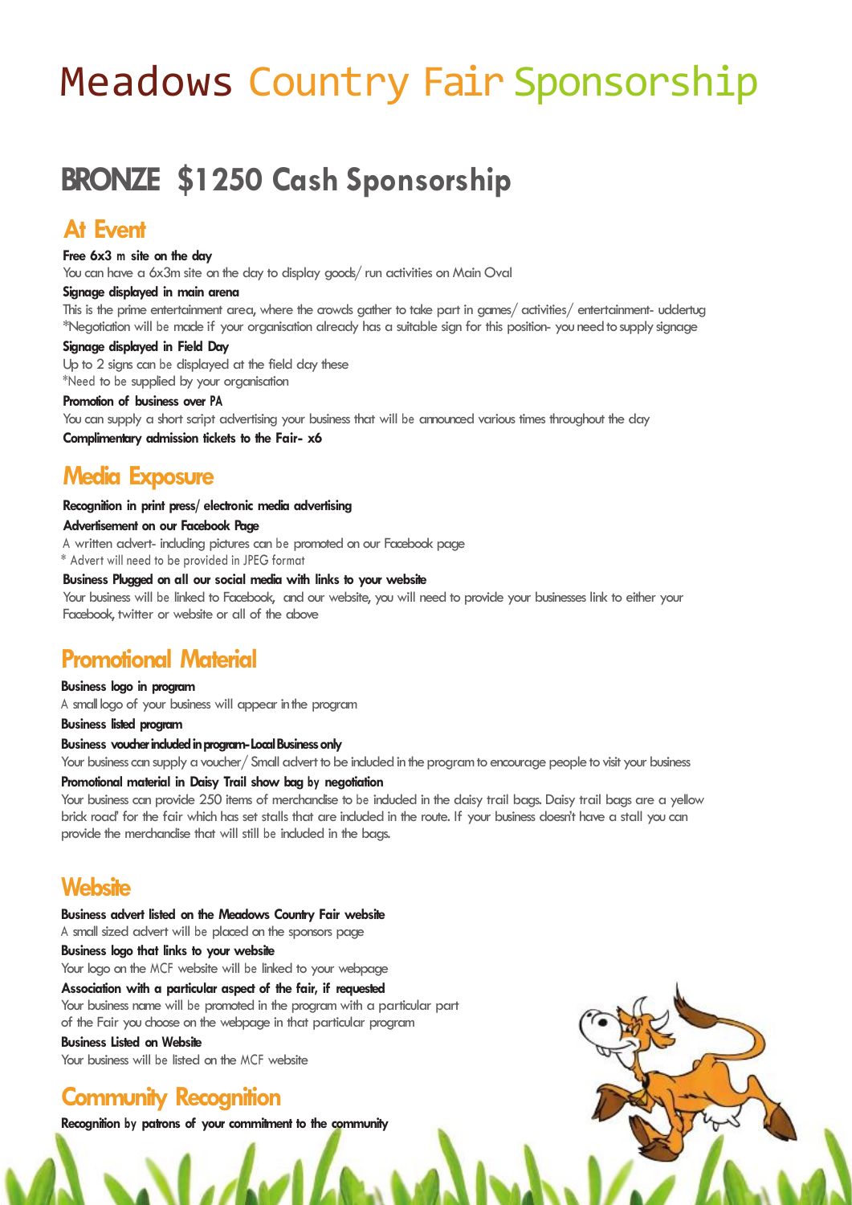# Meadows Country Fair Sponsorship

## BRONZE $1250 Cash Sponsorship

### At Event

**Free 6x3 m site on the day**

You can have a 6x3m site on the day to display goods/ run activities on Main Oval

**Signage displayed in main arena**

This is the prime entertainment area, where the crowds gather to take part in games/ activities/ entertainment- uddertug

*Negotiation will be made if your organisation already has a suitable sign for this position- you need to supply signage

**Signage displayed in Field Day**

Up to 2 signs can be displayed at the field day these

*Need to be supplied by your organisation

**Promotion of business over PA**

You can supply a short script advertising your business that will be announced various times throughout the day

**Complimentary admission tickets to the Fair- x6**

### Media Exposure

**Recognition in print press/ electronic media advertising**

**Advertisement on our Facebook Page**

A written advert- including pictures can be promoted on our Facebook page

* Advert will need to be provided in JPEG format

**Business Plugged on all our social media with links to your website**

Your business will be linked to Facebook, and our website, you will need to provide your businesses link to either your Facebook, twitter or website or all of the above

### Promotional Material

**Business logo in program**

A small logo of your business will appear in the program

**Business listed program**

**Business voucher included in program- Local Business only**

Your business can supply a voucher/ Small advert to be included in the program to encourage people to visit your business

**Promotional material in Daisy Trail show bag by negotiation**

Your business can provide 250 items of merchandise to be included in the daisy trail bags. Daisy trail bags are a yellow brick road' for the fair which has set stalls that are included in the route. If your business doesn't have a stall you can provide the merchandise that will still be included in the bags.

### Website

**Business advert listed on the Meadows Country Fair website**

A small sized advert will be placed on the sponsors page

**Business logo that links to your website**

Your logo on the MCF website will be linked to your webpage

**Association with a particular aspect of the fair, if requested**

Your business name will be promoted in the program with a particular part of the Fair you choose on the webpage in that particular program

**Business Listed on Website**

Your business will be listed on the MCF website

### Community Recognition

**Recognition by patrons of your commitment to the community**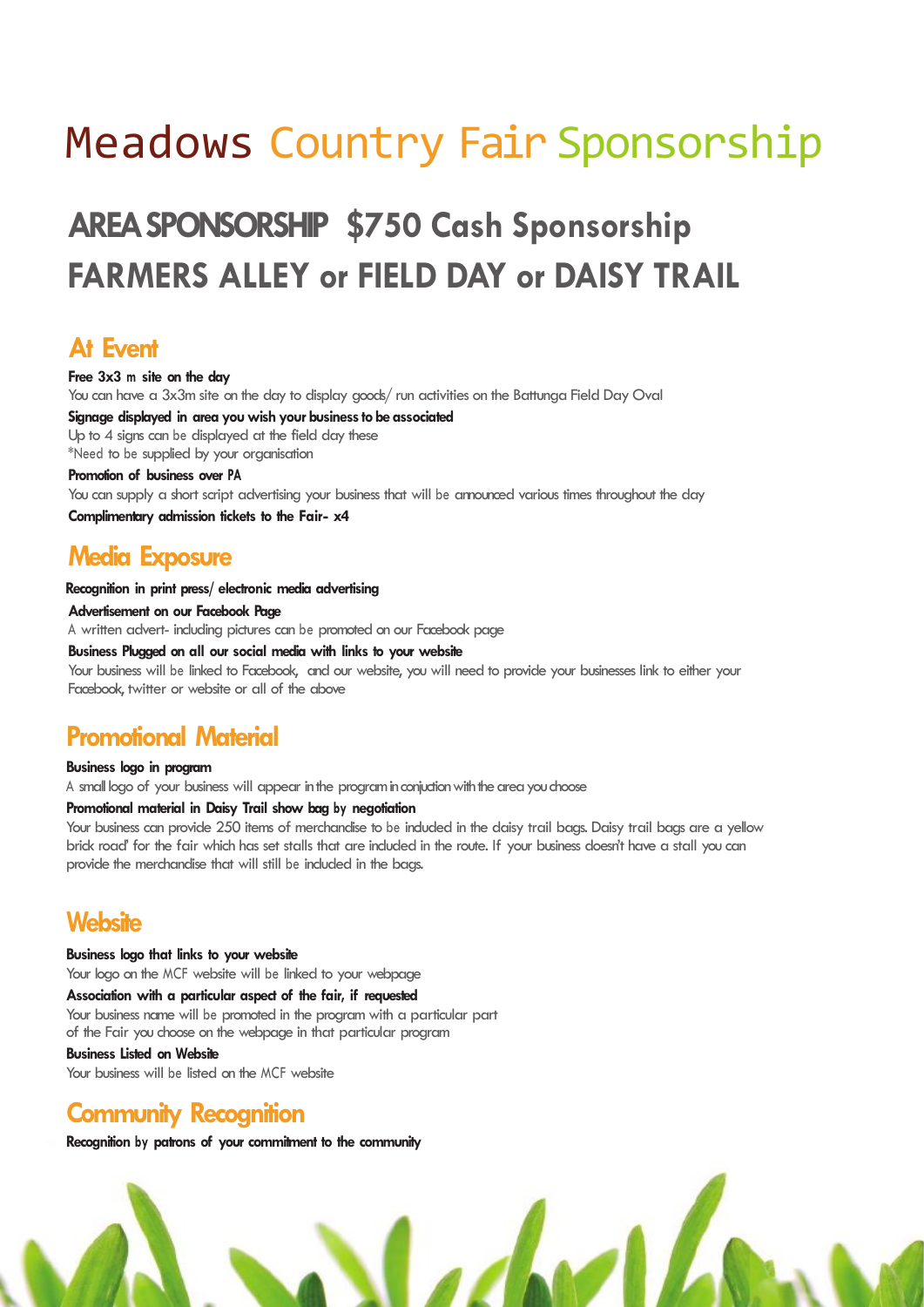# Meadows Country Fair Sponsorship

## AREA SPONSORSHIP $750 Cash Sponsorship FARMERS ALLEY or FIELD DAY or DAISY TRAIL

### At Event

**Free 3x3 m site on the day**
You can have a 3x3m site on the day to display goods/ run activities on the Battunga Field Day Oval

**Signage displayed in area you wish your business to be associated**
Up to 4 signs can be displayed at the field day these
*Need to be supplied by your organisation

**Promotion of business over PA**
You can supply a short script advertising your business that will be announced various times throughout the day

**Complimentary admission tickets to the Fair- x4**

### Media Exposure

**Recognition in print press/ electronic media advertising**

**Advertisement on our Facebook Page**
A written advert- including pictures can be promoted on our Facebook page

**Business Plugged on all our social media with links to your website**
Your business will be linked to Facebook, and our website, you will need to provide your businesses link to either your Facebook, twitter or website or all of the above

### Promotional Material

**Business logo in program**
A small logo of your business will appear in the program in conjuction with the area you choose

**Promotional material in Daisy Trail show bag by negotiation**
Your business can provide 250 items of merchandise to be included in the daisy trail bags. Daisy trail bags are a yellow brick road' for the fair which has set stalls that are included in the route. If your business doesn't have a stall you can provide the merchandise that will still be included in the bags.

### Website

**Business logo that links to your website**
Your logo on the MCF website will be linked to your webpage

**Association with a particular aspect of the fair, if requested**
Your business name will be promoted in the program with a particular part of the Fair you choose on the webpage in that particular program

**Business Listed on Website**
Your business will be listed on the MCF website

### Community Recognition

**Recognition by patrons of your commitment to the community**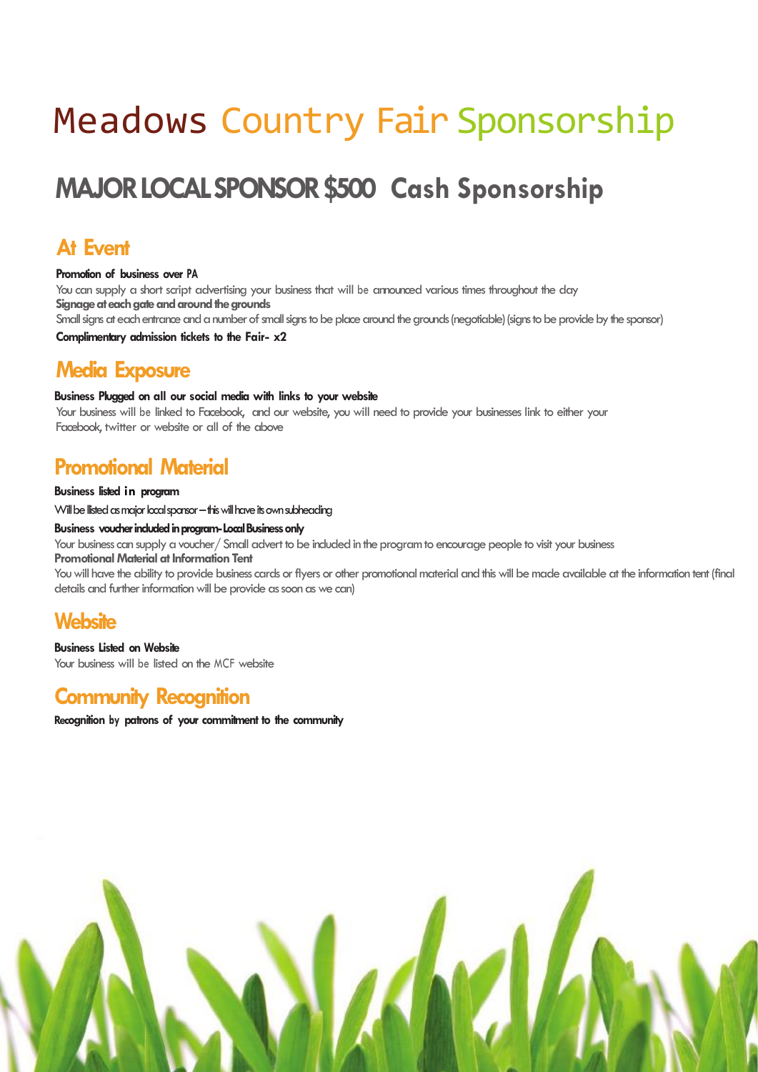# Meadows Country Fair Sponsorship

## MAJOR LOCAL SPONSOR $500 Cash Sponsorship

### At Event

**Promotion of business over PA**
You can supply a short script advertising your business that will be announced various times throughout the day
**Signage at each gate and around the grounds**
Small signs at each entrance and a number of small signs to be place around the grounds (negotiable) (signs to be provide by the sponsor)
**Complimentary admission tickets to the Fair- x2**

### Media Exposure

**Business Plugged on all our social media with links to your website**
Your business will be linked to Facebook, and our website, you will need to provide your businesses link to either your Facebook, twitter or website or all of the above

### Promotional Material

**Business listed in program**
Will be listed as major local sponsor – this will have its own subheading
**Business voucher included in program- Local Business only**
Your business can supply a voucher/ Small advert to be included in the program to encourage people to visit your business
**Promotional Material at Information Tent**
You will have the ability to provide business cards or flyers or other promotional material and this will be made available at the information tent (final details and further information will be provide as soon as we can)

### Website

**Business Listed on Website**
Your business will be listed on the MCF website

### Community Recognition

**Recognition by patrons of your commitment to the community**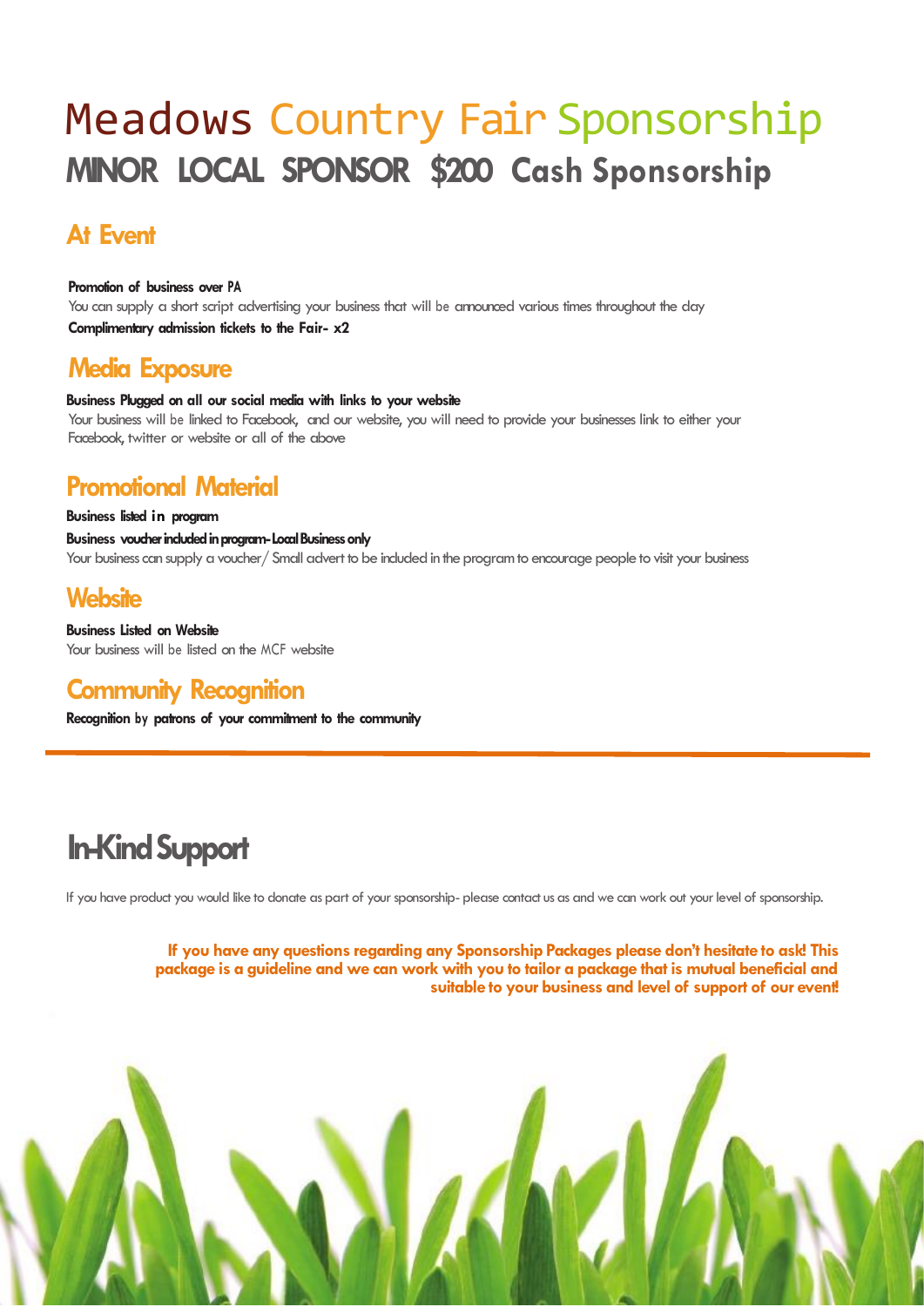# Meadows Country Fair Sponsorship

## MINOR LOCAL SPONSOR $200 Cash Sponsorship

### At Event

**Promotion of business over PA**

You can supply a short script advertising your business that will be announced various times throughout the day

**Complimentary admission tickets to the Fair- x2**

### Media Exposure

**Business Plugged on all our social media with links to your website**

Your business will be linked to Facebook, and our website, you will need to provide your businesses link to either your Facebook, twitter or website or all of the above

### Promotional Material

**Business listed in program**

**Business voucher included in program- Local Business only**

Your business can supply a voucher/ Small advert to be included in the program to encourage people to visit your business

### Website

**Business Listed on Website**

Your business will be listed on the MCF website

### Community Recognition

**Recognition by patrons of your commitment to the community**

---

## In-Kind Support

If you have product you would like to donate as part of your sponsorship- please contact us as and we can work out your level of sponsorship.

**If you have any questions regarding any Sponsorship Packages please don't hesitate to ask! This package is a guideline and we can work with you to tailor a package that is mutual beneficial and suitable to your business and level of support of our event!**